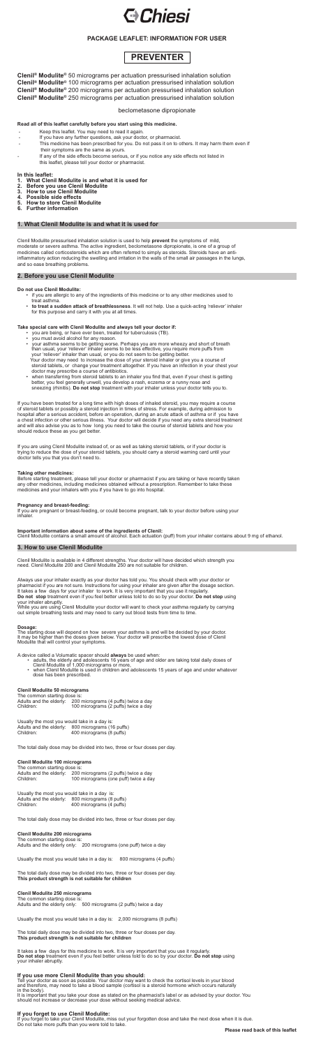# Chiesi

## PACKAGE LEAFLET: INFORMATION FOR USER

## PREVENTER

**Clenil® Modulite®** 50 micrograms per actuation pressurised inhalation solution
**Clenil® Modulite®** 100 micrograms per actuation pressurised inhalation solution
**Clenil® Modulite®** 200 micrograms per actuation pressurised inhalation solution
**Clenil® Modulite®** 250 micrograms per actuation pressurised inhalation solution

beclometasone dipropionate

**Read all of this leaflet carefully before you start using this medicine.**

- Keep this leaflet. You may need to read it again.
- If you have any further questions, ask your doctor, or pharmacist.
- This medicine has been prescribed for you. Do not pass it on to others. It may harm them even if their symptoms are the same as yours.
- If any of the side effects become serious, or if you notice any side effects not listed in this leaflet, please tell your doctor or pharmacist.

**In this leaflet:**

1. **What Clenil Modulite is and what it is used for**
2. **Before you use Clenil Modulite**
3. **How to use Clenil Modulite**
4. **Possible side effects**
5. **How to store Clenil Modulite**
6. **Further information**

## 1. What Clenil Modulite is and what it is used for

Clenil Modulite pressurised inhalation solution is used to help **prevent** the symptoms of mild, moderate or severe asthma. The active ingredient, beclometasone dipropionate, is one of a group of medicines called corticosteroids which are often referred to simply as steroids. Steroids have an anti-inflammatory action reducing the swelling and irritation in the walls of the small air passages in the lungs, and so ease breathing problems.

## 2. Before you use Clenil Modulite

**Do not use Clenil Modulite:**

- if you are allergic to any of the ingredients of this medicine or to any other medicines used to treat asthma.
- **to treat a sudden attack of breathlessness**. It will not help. Use a quick-acting 'reliever' inhaler for this purpose and carry it with you at all times.

**Take special care with Clenil Modulite and always tell your doctor if:**

- you are being, or have ever been, treated for tuberculosis (TB).
- you must avoid alcohol for any reason.
- your asthma seems to be getting worse. Perhaps you are more wheezy and short of breath than usual, your 'reliever' inhaler seems to be less effective, you require more puffs from your 'reliever' inhaler than usual, or you do not seem to be getting better.
  Your doctor may need to increase the dose of your steroid inhaler or give you a course of steroid tablets, or change your treatment altogether. If you have an infection in your chest your doctor may prescribe a course of antibiotics.
- when transferring from steroid tablets to an inhaler you find that, even if your chest is getting better, you feel generally unwell, you develop a rash, eczema or a runny nose and sneezing (rhinitis). **Do not stop** treatment with your inhaler unless your doctor tells you to.

If you have been treated for a long time with high doses of inhaled steroid, you may require a course of steroid tablets or possibly a steroid injection in times of stress. For example, during admission to hospital after a serious accident, before an operation, during an acute attack of asthma or if you have a chest infection or other serious illness. Your doctor will decide if you need any extra steroid treatment and will also advise you as to how long you need to take the course of steroid tablets and how you should reduce these as you get better.

If you are using Clenil Modulite instead of, or as well as taking steroid tablets, or if your doctor is trying to reduce the dose of your steroid tablets, you should carry a steroid warning card until your doctor tells you that you don't need to.

**Taking other medicines:**
Before starting treatment, please tell your doctor or pharmacist if you are taking or have recently taken any other medicines, including medicines obtained without a prescription. Remember to take these medicines and your inhalers with you if you have to go into hospital.

**Pregnancy and breast-feeding:**
If you are pregnant or breast-feeding, or could become pregnant, talk to your doctor before using your inhaler.

**Important information about some of the ingredients of Clenil:**
Clenil Modulite contains a small amount of alcohol. Each actuation (puff) from your inhaler contains about 9 mg of ethanol.

## 3. How to use Clenil Modulite

Clenil Modulite is available in 4 different strengths. Your doctor will have decided which strength you need. Clenil Modulite 200 and Clenil Modulite 250 are not suitable for children.

Always use your inhaler exactly as your doctor has told you. You should check with your doctor or pharmacist if you are not sure. Instructions for using your inhaler are given after the dosage section. It takes a few days for your inhaler to work. It is very important that you use it regularly.
**Do not stop** treatment even if you feel better unless told to do so by your doctor. **Do not stop** using your inhaler abruptly.
While you are using Clenil Modulite your doctor will want to check your asthma regularly by carrying out simple breathing tests and may need to carry out blood tests from time to time.

**Dosage:**
The starting dose will depend on how severe your asthma is and will be decided by your doctor. It may be higher than the doses given below. Your doctor will prescribe the lowest dose of Clenil Modulite that will control your symptoms.

A device called a Volumatic spacer should **always** be used when:

- adults, the elderly and adolescents 16 years of age and older are taking total daily doses of Clenil Modulite of 1,000 micrograms or more,
- when Clenil Modulite is used in children and adolescents 15 years of age and under whatever dose has been prescribed.

**Clenil Modulite 50 micrograms**
The common starting dose is:
Adults and the elderly: 200 micrograms (4 puffs) twice a day
Children: 100 micrograms (2 puffs) twice a day

Usually the most you would take in a day is:
Adults and the elderly: 800 micrograms (16 puffs)
Children: 400 micrograms (8 puffs)

The total daily dose may be divided into two, three or four doses per day.

**Clenil Modulite 100 micrograms**
The common starting dose is:
Adults and the elderly: 200 micrograms (2 puffs) twice a day
Children: 100 micrograms (one puff) twice a day

Usually the most you would take in a day is:
Adults and the elderly: 800 micrograms (8 puffs)
Children: 400 micrograms (4 puffs)

The total daily dose may be divided into two, three or four doses per day.

**Clenil Modulite 200 micrograms**
The common starting dose is:
Adults and the elderly only: 200 micrograms (one puff) twice a day

Usually the most you would take in a day is: 800 micrograms (4 puffs)

The total daily dose may be divided into two, three or four doses per day.
**This product strength is not suitable for children**

**Clenil Modulite 250 micrograms**
The common starting dose is:
Adults and the elderly only: 500 micrograms (2 puffs) twice a day

Usually the most you would take in a day is: 2,000 micrograms (8 puffs)

The total daily dose may be divided into two, three or four doses per day.
**This product strength is not suitable for children**

It takes a few days for this medicine to work. It is very important that you use it regularly.
**Do not stop** treatment even if you feel better unless told to do so by your doctor. **Do not stop** using your inhaler abruptly.

**If you use more Clenil Modulite than you should:**
Tell your doctor as soon as possible. Your doctor may want to check the cortisol levels in your blood and therefore, may need to take a blood sample (cortisol is a steroid hormone which occurs naturally in the body).
It is important that you take your dose as stated on the pharmacist's label or as advised by your doctor. You should not increase or decrease your dose without seeking medical advice.

**If you forget to use Clenil Modulite:**
If you forget to take your Clenil Modulite, miss out your forgotten dose and take the next dose when it is due. Do not take more puffs than you were told to take.

**Please read back of this leaflet**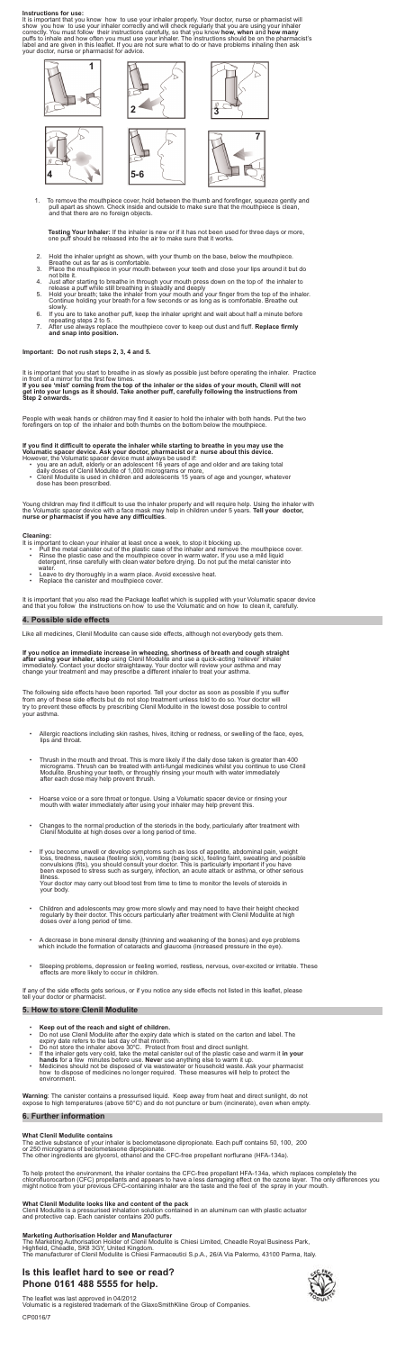**Instructions for use:**
It is important that you know how to use your inhaler properly. Your doctor, nurse or pharmacist will show you how to use your inhaler correctly and will check regularly that you are using your inhaler correctly. You must follow their instructions carefully, so that you know **how, when** and **how many** puffs to inhale and how often you must use your inhaler. The instructions should be on the pharmacist's label and are given in this leaflet. If you are not sure what to do or have problems inhaling then ask your doctor, nurse or pharmacist for advice.

1 2 3 4 5-6 7

1. To remove the mouthpiece cover, hold between the thumb and forefinger, squeeze gently and pull apart as shown. Check inside and outside to make sure that the mouthpiece is clean, and that there are no foreign objects.

   **Testing Your Inhaler:** If the inhaler is new or if it has not been used for three days or more, one puff should be released into the air to make sure that it works.

2. Hold the inhaler upright as shown, with your thumb on the base, below the mouthpiece. Breathe out as far as is comfortable.
3. Place the mouthpiece in your mouth between your teeth and close your lips around it but do not bite it.
4. Just after starting to breathe in through your mouth press down on the top of the inhaler to release a puff while still breathing in steadily and deeply
5. Hold your breath; take the inhaler from your mouth and your finger from the top of the inhaler. Continue holding your breath for a few seconds or as long as is comfortable. Breathe out slowly.
6. If you are to take another puff, keep the inhaler upright and wait about half a minute before repeating steps 2 to 5.
7. After use always replace the mouthpiece cover to keep out dust and fluff. **Replace firmly and snap into position.**

**Important: Do not rush steps 2, 3, 4 and 5.**

It is important that you start to breathe in as slowly as possible just before operating the inhaler. Practice in front of a mirror for the first few times.
**If you see 'mist' coming from the top of the inhaler or the sides of your mouth, Clenil will not get into your lungs as it should. Take another puff, carefully following the instructions from Step 2 onwards.**

People with weak hands or children may find it easier to hold the inhaler with both hands. Put the two forefingers on top of the inhaler and both thumbs on the bottom below the mouthpiece.

**If you find it difficult to operate the inhaler while starting to breathe in you may use the Volumatic spacer device. Ask your doctor, pharmacist or a nurse about this device.**
However, the Volumatic spacer device must always be used if:
- you are an adult, elderly or an adolescent 16 years of age and older and are taking total daily doses of Clenil Modulite of 1,000 micrograms or more,
- Clenil Modulite is used in children and adolescents 15 years of age and younger, whatever dose has been prescribed.

Young children may find it difficult to use the inhaler properly and will require help. Using the inhaler with the Volumatic spacer device with a face mask may help in children under 5 years. **Tell your doctor, nurse or pharmacist if you have any difficulties**.

**Cleaning:**
It is important to clean your inhaler at least once a week, to stop it blocking up.
- Pull the metal canister out of the plastic case of the inhaler and remove the mouthpiece cover.
- Rinse the plastic case and the mouthpiece cover in warm water. If you use a mild liquid detergent, rinse carefully with clean water before drying. Do not put the metal canister into water.
- Leave to dry thoroughly in a warm place. Avoid excessive heat.
- Replace the canister and mouthpiece cover.

It is important that you also read the Package leaflet which is supplied with your Volumatic spacer device and that you follow the instructions on how to use the Volumatic and on how to clean it, carefully.

## 4. Possible side effects

Like all medicines, Clenil Modulite can cause side effects, although not everybody gets them.

**If you notice an immediate increase in wheezing, shortness of breath and cough straight after using your inhaler, stop** using Clenil Modulite and use a quick-acting 'reliever' inhaler immediately. Contact your doctor straightaway. Your doctor will review your asthma and may change your treatment and may prescribe a different inhaler to treat your asthma.

The following side effects have been reported. Tell your doctor as soon as possible if you suffer from any of these side effects but do not stop treatment unless told to do so. Your doctor will try to prevent these effects by prescribing Clenil Modulite in the lowest dose possible to control your asthma.

- Allergic reactions including skin rashes, hives, itching or redness, or swelling of the face, eyes, lips and throat.
- Thrush in the mouth and throat. This is more likely if the daily dose taken is greater than 400 micrograms. Thrush can be treated with anti-fungal medicines whilst you continue to use Clenil Modulite. Brushing your teeth, or throughly rinsing your mouth with water immediately after each dose may help prevent thrush.
- Hoarse voice or a sore throat or tongue. Using a Volumatic spacer device or rinsing your mouth with water immediately after using your inhaler may help prevent this.
- Changes to the normal production of the steroids in the body, particularly after treatment with Clenil Modulite at high doses over a long period of time.
- If you become unwell or develop symptoms such as loss of appetite, abdominal pain, weight loss, tiredness, nausea (feeling sick), vomiting (being sick), feeling faint, sweating and possible convulsions (fits), you should consult your doctor. This is particularly important if you have been exposed to stress such as surgery, infection, an acute attack or asthma, or other serious illness.
  Your doctor may carry out blood test from time to time to monitor the levels of steroids in your body.
- Children and adolescents may grow more slowly and may need to have their height checked regularly by their doctor. This occurs particularly after treatment with Clenil Modulite at high doses over a long period of time.
- A decrease in bone mineral density (thinning and weakening of the bones) and eye problems which include the formation of cataracts and glaucoma (increased pressure in the eye).
- Sleeping problems, depression or feeling worried, restless, nervous, over-excited or irritable. These effects are more likely to occur in children.

If any of the side effects gets serious, or if you notice any side effects not listed in this leaflet, please tell your doctor or pharmacist.

## 5. How to store Clenil Modulite

- **Keep out of the reach and sight of children.**
- Do not use Clenil Modulite after the expiry date which is stated on the carton and label. The expiry date refers to the last day of that month.
- Do not store the inhaler above 30°C. Protect from frost and direct sunlight.
- If the inhaler gets very cold, take the metal canister out of the plastic case and warm it **in your hands** for a few minutes before use. **Neve**r use anything else to warm it up.
- Medicines should not be disposed of via wastewater or household waste. Ask your pharmacist how to dispose of medicines no longer required. These measures will help to protect the environment.

**Warning**: The canister contains a pressurised liquid. Keep away from heat and direct sunlight, do not expose to high temperatures (above 50°C) and do not puncture or burn (incinerate), even when empty.

## 6. Further information

**What Clenil Modulite contains**
The active substance of your inhaler is beclometasone dipropionate. Each puff contains 50, 100, 200 or 250 micrograms of beclometasone dipropionate.
The other ingredients are glycerol, ethanol and the CFC-free propellant norflurane (HFA-134a).

To help protect the environment, the inhaler contains the CFC-free propellant HFA-134a, which replaces completely the chlorofluorocarbon (CFC) propellants and appears to have a less damaging effect on the ozone layer. The only differences you might notice from your previous CFC-containing inhaler are the taste and the feel of the spray in your mouth.

**What Clenil Modulite looks like and content of the pack**
Clenil Modulite is a pressurised inhalation solution contained in an aluminum can with plastic actuator and protective cap. Each canister contains 200 puffs.

**Marketing Authorisation Holder and Manufacturer**
The Marketing Authorisation Holder of Clenil Modulite is Chiesi Limited, Cheadle Royal Business Park, Highfield, Cheadle, SK8 3GY, United Kingdom.
The manufacturer of Clenil Modulite is Chiesi Farmaceutici S.p.A., 26/A Via Palermo, 43100 Parma, Italy.

## Is this leaflet hard to see or read? Phone 0161 488 5555 for help.

The leaflet was last approved in 04/2012
Volumatic is a registered trademark of the GlaxoSmithKline Group of Companies.

CP0016/7